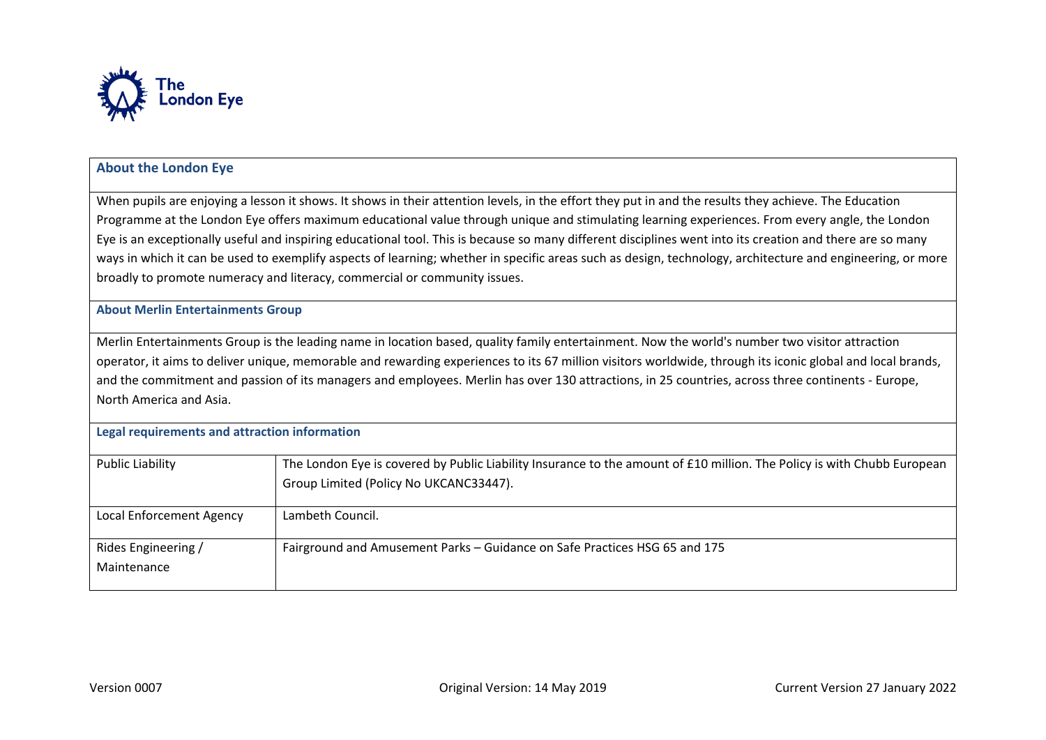The London Eye

## About the London Eye

When pupils are enjoying a lesson it shows. It shows in their attention levels, in the effort they put in and the results they achieve. The Education Programme at the London Eye offers maximum educational value through unique and stimulating learning experiences. From every angle, the London Eye is an exceptionally useful and inspiring educational tool. This is because so many different disciplines went into its creation and there are so many ways in which it can be used to exemplify aspects of learning; whether in specific areas such as design, technology, architecture and engineering, or more broadly to promote numeracy and literacy, commercial or community issues.

## About Merlin Entertainments Group

Merlin Entertainments Group is the leading name in location based, quality family entertainment. Now the world's number two visitor attraction operator, it aims to deliver unique, memorable and rewarding experiences to its 67 million visitors worldwide, through its iconic global and local brands, and the commitment and passion of its managers and employees. Merlin has over 130 attractions, in 25 countries, across three continents - Europe, North America and Asia.

## Legal requirements and attraction information

| | |
|---|---|
| Public Liability | The London Eye is covered by Public Liability Insurance to the amount of £10 million. The Policy is with Chubb European Group Limited (Policy No UKCANC33447). |
| Local Enforcement Agency | Lambeth Council. |
| Rides Engineering / Maintenance | Fairground and Amusement Parks – Guidance on Safe Practices HSG 65 and 175 |

Version 0007 | Original Version: 14 May 2019 | Current Version 27 January 2022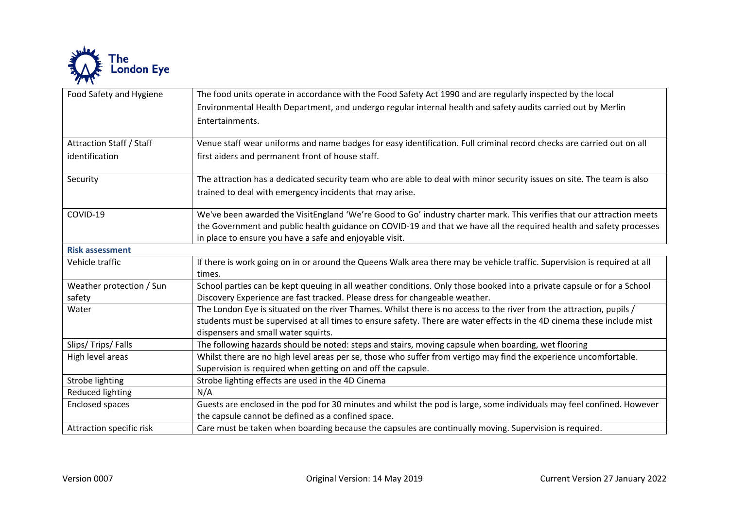| | |
|---|---|
| Food Safety and Hygiene | The food units operate in accordance with the Food Safety Act 1990 and are regularly inspected by the local Environmental Health Department, and undergo regular internal health and safety audits carried out by Merlin Entertainments. |
| Attraction Staff / Staff identification | Venue staff wear uniforms and name badges for easy identification. Full criminal record checks are carried out on all first aiders and permanent front of house staff. |
| Security | The attraction has a dedicated security team who are able to deal with minor security issues on site. The team is also trained to deal with emergency incidents that may arise. |
| COVID-19 | We've been awarded the VisitEngland 'We're Good to Go' industry charter mark. This verifies that our attraction meets the Government and public health guidance on COVID-19 and that we have all the required health and safety processes in place to ensure you have a safe and enjoyable visit. |
| **Risk assessment** | |
| Vehicle traffic | If there is work going on in or around the Queens Walk area there may be vehicle traffic. Supervision is required at all times. |
| Weather protection / Sun safety | School parties can be kept queuing in all weather conditions. Only those booked into a private capsule or for a School Discovery Experience are fast tracked. Please dress for changeable weather. |
| Water | The London Eye is situated on the river Thames. Whilst there is no access to the river from the attraction, pupils / students must be supervised at all times to ensure safety. There are water effects in the 4D cinema these include mist dispensers and small water squirts. |
| Slips/ Trips/ Falls | The following hazards should be noted: steps and stairs, moving capsule when boarding, wet flooring |
| High level areas | Whilst there are no high level areas per se, those who suffer from vertigo may find the experience uncomfortable. Supervision is required when getting on and off the capsule. |
| Strobe lighting | Strobe lighting effects are used in the 4D Cinema |
| Reduced lighting | N/A |
| Enclosed spaces | Guests are enclosed in the pod for 30 minutes and whilst the pod is large, some individuals may feel confined. However the capsule cannot be defined as a confined space. |
| Attraction specific risk | Care must be taken when boarding because the capsules are continually moving. Supervision is required. |

Version 0007 Original Version: 14 May 2019 Current Version 27 January 2022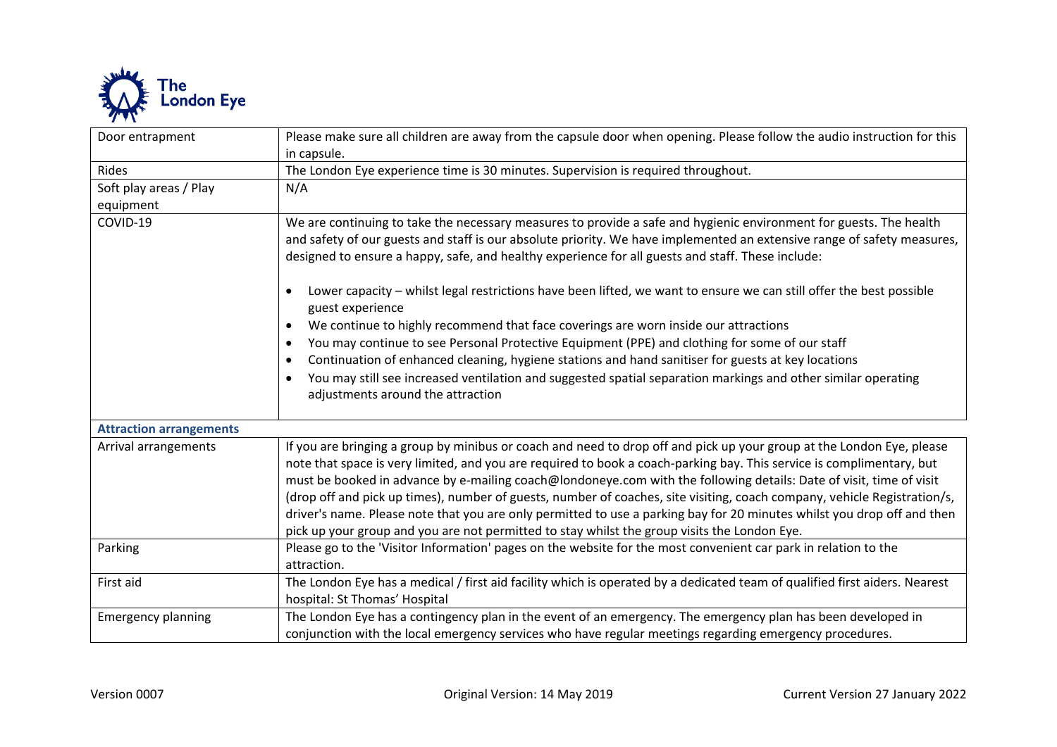| Door entrapment | Please make sure all children are away from the capsule door when opening. Please follow the audio instruction for this in capsule. |
|---|---|
| Rides | The London Eye experience time is 30 minutes. Supervision is required throughout. |
| Soft play areas / Play equipment | N/A |
| COVID-19 | We are continuing to take the necessary measures to provide a safe and hygienic environment for guests. The health and safety of our guests and staff is our absolute priority. We have implemented an extensive range of safety measures, designed to ensure a happy, safe, and healthy experience for all guests and staff. These include:<br><br>• Lower capacity – whilst legal restrictions have been lifted, we want to ensure we can still offer the best possible guest experience<br>• We continue to highly recommend that face coverings are worn inside our attractions<br>• You may continue to see Personal Protective Equipment (PPE) and clothing for some of our staff<br>• Continuation of enhanced cleaning, hygiene stations and hand sanitiser for guests at key locations<br>• You may still see increased ventilation and suggested spatial separation markings and other similar operating adjustments around the attraction |

**Attraction arrangements**

| Arrival arrangements | If you are bringing a group by minibus or coach and need to drop off and pick up your group at the London Eye, please note that space is very limited, and you are required to book a coach-parking bay. This service is complimentary, but must be booked in advance by e-mailing coach@londoneye.com with the following details: Date of visit, time of visit (drop off and pick up times), number of guests, number of coaches, site visiting, coach company, vehicle Registration/s, driver's name. Please note that you are only permitted to use a parking bay for 20 minutes whilst you drop off and then pick up your group and you are not permitted to stay whilst the group visits the London Eye. |
|---|---|
| Parking | Please go to the 'Visitor Information' pages on the website for the most convenient car park in relation to the attraction. |
| First aid | The London Eye has a medical / first aid facility which is operated by a dedicated team of qualified first aiders. Nearest hospital: St Thomas' Hospital |
| Emergency planning | The London Eye has a contingency plan in the event of an emergency. The emergency plan has been developed in conjunction with the local emergency services who have regular meetings regarding emergency procedures. |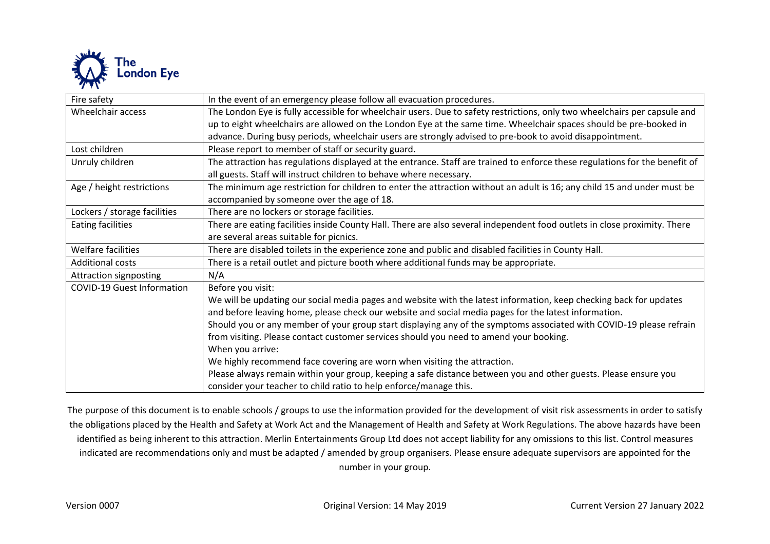| | |
|---|---|
| Fire safety | In the event of an emergency please follow all evacuation procedures. |
| Wheelchair access | The London Eye is fully accessible for wheelchair users. Due to safety restrictions, only two wheelchairs per capsule and up to eight wheelchairs are allowed on the London Eye at the same time. Wheelchair spaces should be pre-booked in advance. During busy periods, wheelchair users are strongly advised to pre-book to avoid disappointment. |
| Lost children | Please report to member of staff or security guard. |
| Unruly children | The attraction has regulations displayed at the entrance. Staff are trained to enforce these regulations for the benefit of all guests. Staff will instruct children to behave where necessary. |
| Age / height restrictions | The minimum age restriction for children to enter the attraction without an adult is 16; any child 15 and under must be accompanied by someone over the age of 18. |
| Lockers / storage facilities | There are no lockers or storage facilities. |
| Eating facilities | There are eating facilities inside County Hall. There are also several independent food outlets in close proximity. There are several areas suitable for picnics. |
| Welfare facilities | There are disabled toilets in the experience zone and public and disabled facilities in County Hall. |
| Additional costs | There is a retail outlet and picture booth where additional funds may be appropriate. |
| Attraction signposting | N/A |
| COVID-19 Guest Information | Before you visit:<br>We will be updating our social media pages and website with the latest information, keep checking back for updates and before leaving home, please check our website and social media pages for the latest information.<br>Should you or any member of your group start displaying any of the symptoms associated with COVID-19 please refrain from visiting. Please contact customer services should you need to amend your booking.<br>When you arrive:<br>We highly recommend face covering are worn when visiting the attraction.<br>Please always remain within your group, keeping a safe distance between you and other guests. Please ensure you consider your teacher to child ratio to help enforce/manage this. |

The purpose of this document is to enable schools / groups to use the information provided for the development of visit risk assessments in order to satisfy the obligations placed by the Health and Safety at Work Act and the Management of Health and Safety at Work Regulations. The above hazards have been identified as being inherent to this attraction. Merlin Entertainments Group Ltd does not accept liability for any omissions to this list. Control measures indicated are recommendations only and must be adapted / amended by group organisers. Please ensure adequate supervisors are appointed for the number in your group.

Version 0007 Original Version: 14 May 2019 Current Version 27 January 2022